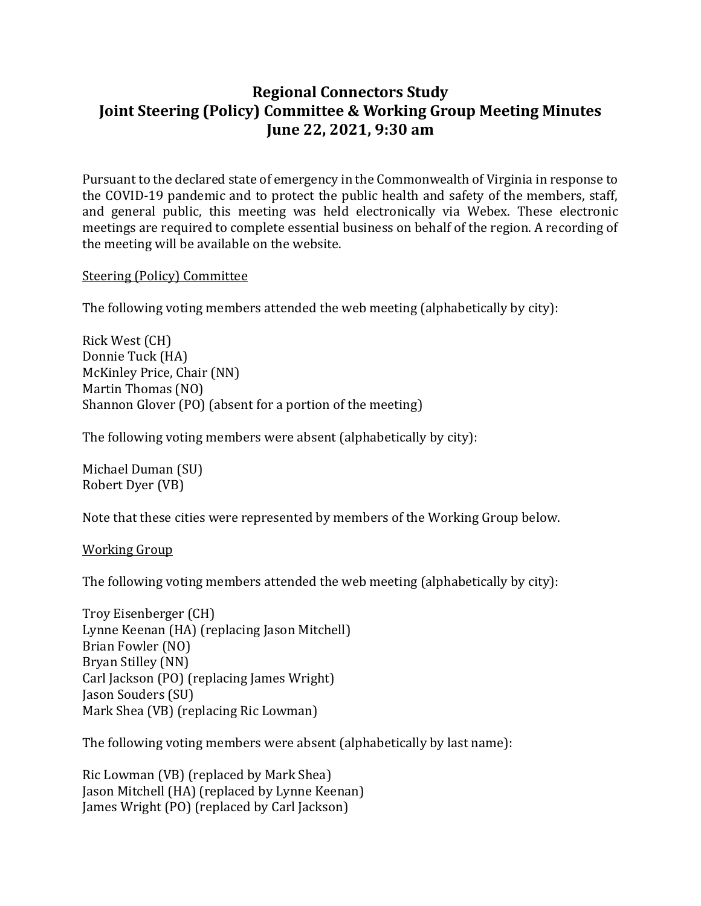# Regional Connectors Study
# Joint Steering (Policy) Committee & Working Group Meeting Minutes
# June 22, 2021, 9:30 am

Pursuant to the declared state of emergency in the Commonwealth of Virginia in response to the COVID-19 pandemic and to protect the public health and safety of the members, staff, and general public, this meeting was held electronically via Webex. These electronic meetings are required to complete essential business on behalf of the region. A recording of the meeting will be available on the website.

Steering (Policy) Committee

The following voting members attended the web meeting (alphabetically by city):

Rick West (CH)
Donnie Tuck (HA)
McKinley Price, Chair (NN)
Martin Thomas (NO)
Shannon Glover (PO) (absent for a portion of the meeting)

The following voting members were absent (alphabetically by city):

Michael Duman (SU)
Robert Dyer (VB)

Note that these cities were represented by members of the Working Group below.

Working Group

The following voting members attended the web meeting (alphabetically by city):

Troy Eisenberger (CH)
Lynne Keenan (HA) (replacing Jason Mitchell)
Brian Fowler (NO)
Bryan Stilley (NN)
Carl Jackson (PO) (replacing James Wright)
Jason Souders (SU)
Mark Shea (VB) (replacing Ric Lowman)

The following voting members were absent (alphabetically by last name):

Ric Lowman (VB) (replaced by Mark Shea)
Jason Mitchell (HA) (replaced by Lynne Keenan)
James Wright (PO) (replaced by Carl Jackson)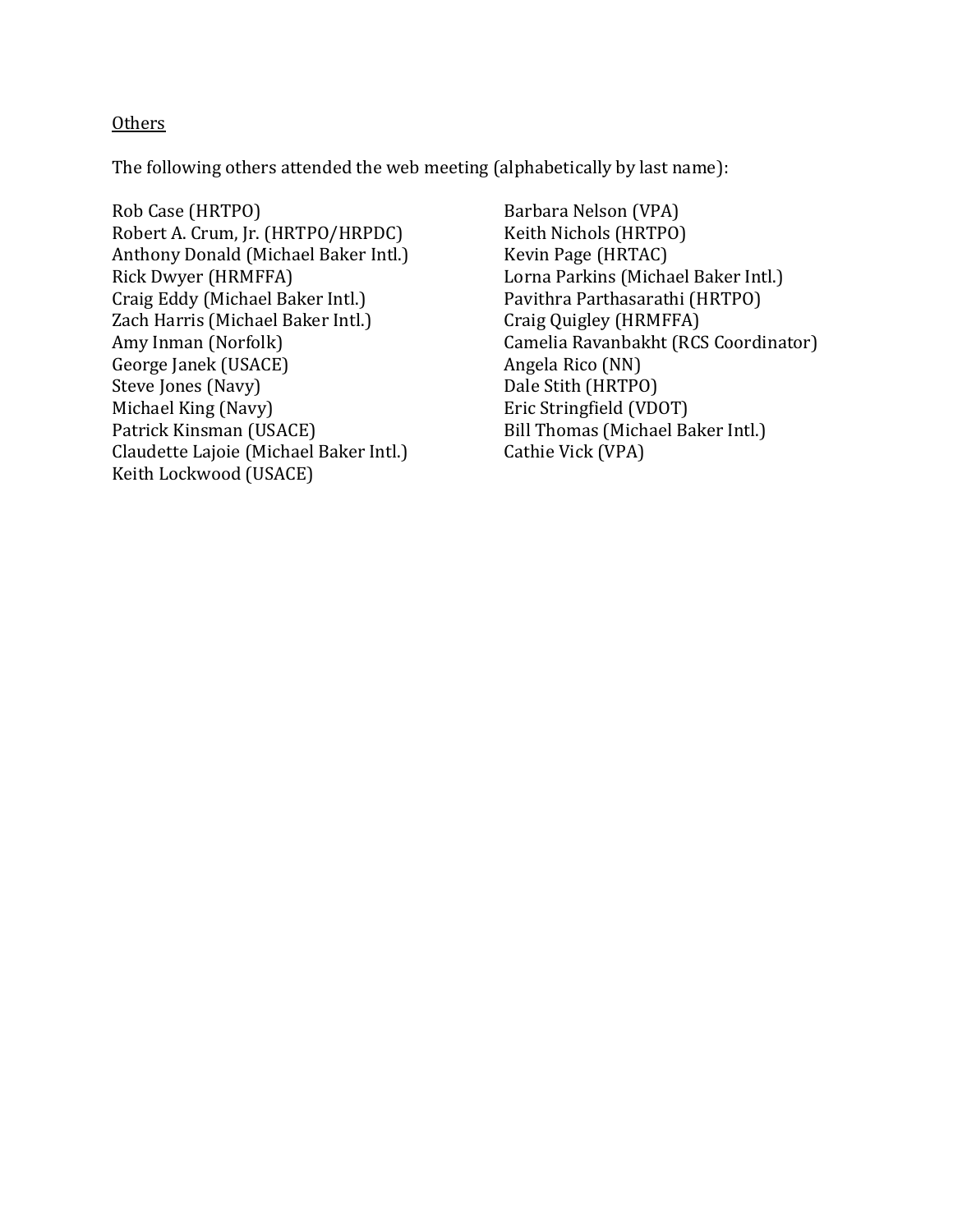<u>Others</u>

The following others attended the web meeting (alphabetically by last name):

Rob Case (HRTPO)
Robert A. Crum, Jr. (HRTPO/HRPDC)
Anthony Donald (Michael Baker Intl.)
Rick Dwyer (HRMFFA)
Craig Eddy (Michael Baker Intl.)
Zach Harris (Michael Baker Intl.)
Amy Inman (Norfolk)
George Janek (USACE)
Steve Jones (Navy)
Michael King (Navy)
Patrick Kinsman (USACE)
Claudette Lajoie (Michael Baker Intl.)
Keith Lockwood (USACE)
Barbara Nelson (VPA)
Keith Nichols (HRTPO)
Kevin Page (HRTAC)
Lorna Parkins (Michael Baker Intl.)
Pavithra Parthasarathi (HRTPO)
Craig Quigley (HRMFFA)
Camelia Ravanbakht (RCS Coordinator)
Angela Rico (NN)
Dale Stith (HRTPO)
Eric Stringfield (VDOT)
Bill Thomas (Michael Baker Intl.)
Cathie Vick (VPA)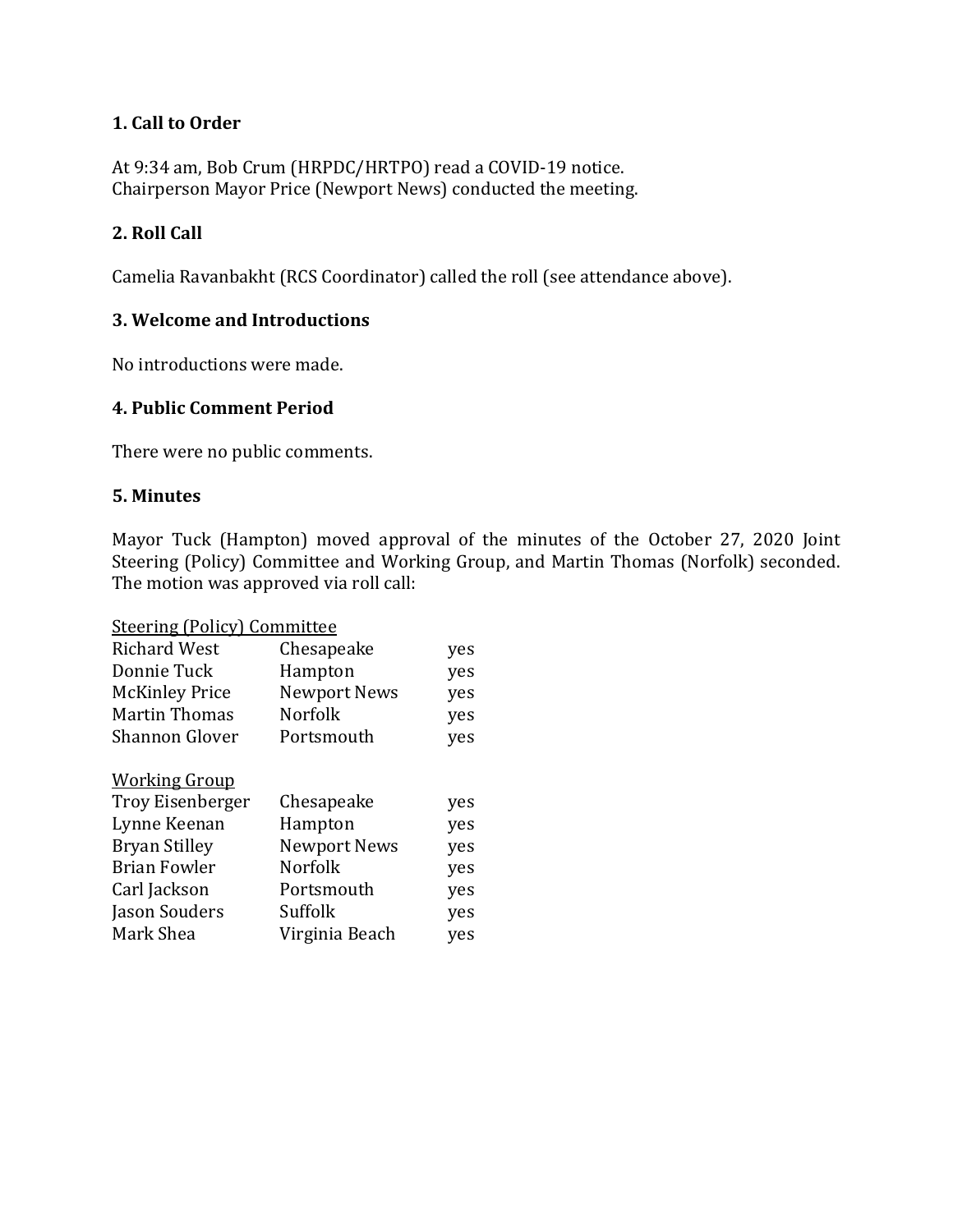### 1. Call to Order

At 9:34 am, Bob Crum (HRPDC/HRTPO) read a COVID-19 notice.
Chairperson Mayor Price (Newport News) conducted the meeting.

### 2. Roll Call

Camelia Ravanbakht (RCS Coordinator) called the roll (see attendance above).

### 3. Welcome and Introductions

No introductions were made.

### 4. Public Comment Period

There were no public comments.

### 5. Minutes

Mayor Tuck (Hampton) moved approval of the minutes of the October 27, 2020 Joint Steering (Policy) Committee and Working Group, and Martin Thomas (Norfolk) seconded. The motion was approved via roll call:

<u>Steering (Policy) Committee</u>

| | | |
|---|---|---|
| Richard West | Chesapeake | yes |
| Donnie Tuck | Hampton | yes |
| McKinley Price | Newport News | yes |
| Martin Thomas | Norfolk | yes |
| Shannon Glover | Portsmouth | yes |

<u>Working Group</u>

| | | |
|---|---|---|
| Troy Eisenberger | Chesapeake | yes |
| Lynne Keenan | Hampton | yes |
| Bryan Stilley | Newport News | yes |
| Brian Fowler | Norfolk | yes |
| Carl Jackson | Portsmouth | yes |
| Jason Souders | Suffolk | yes |
| Mark Shea | Virginia Beach | yes |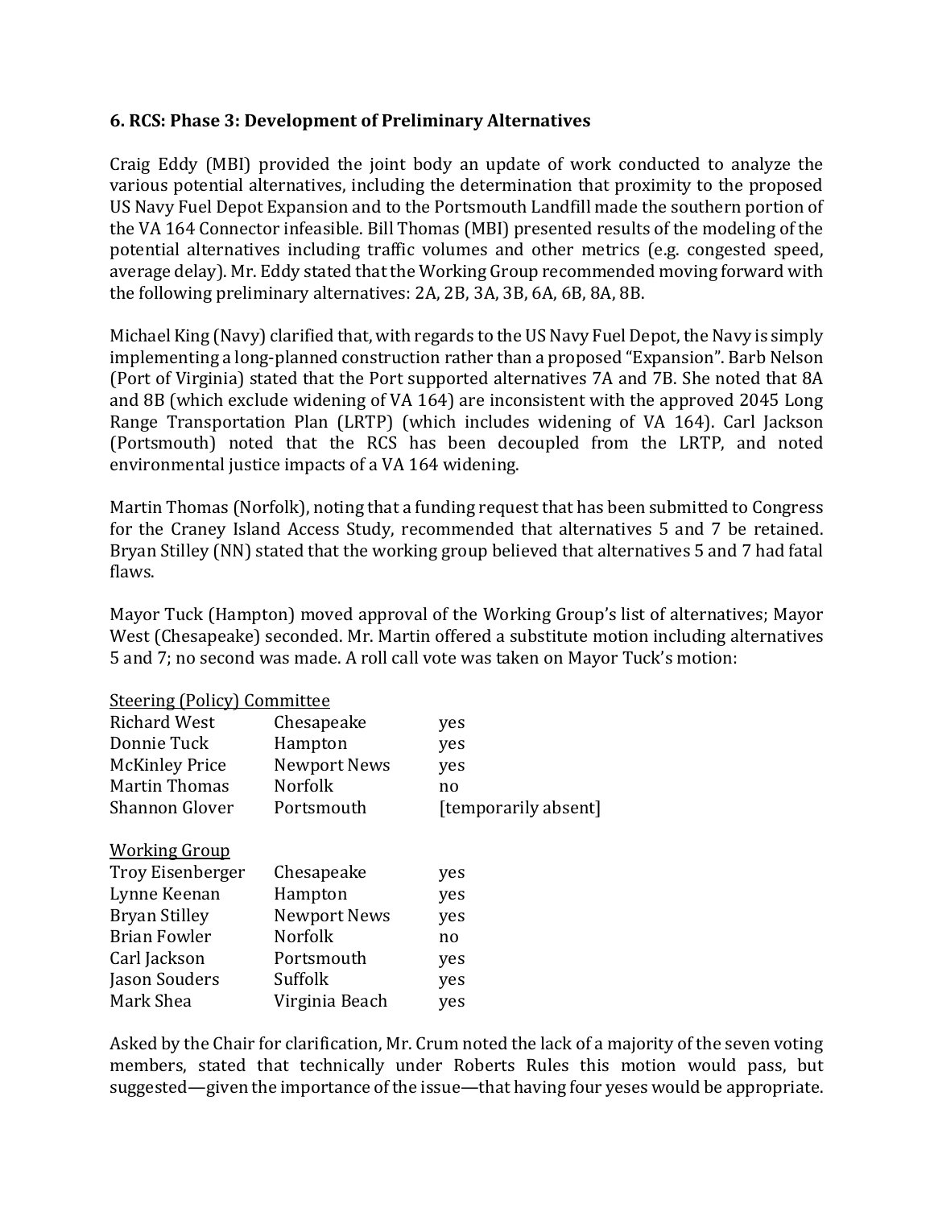### 6. RCS: Phase 3: Development of Preliminary Alternatives

Craig Eddy (MBI) provided the joint body an update of work conducted to analyze the various potential alternatives, including the determination that proximity to the proposed US Navy Fuel Depot Expansion and to the Portsmouth Landfill made the southern portion of the VA 164 Connector infeasible. Bill Thomas (MBI) presented results of the modeling of the potential alternatives including traffic volumes and other metrics (e.g. congested speed, average delay). Mr. Eddy stated that the Working Group recommended moving forward with the following preliminary alternatives: 2A, 2B, 3A, 3B, 6A, 6B, 8A, 8B.

Michael King (Navy) clarified that, with regards to the US Navy Fuel Depot, the Navy is simply implementing a long-planned construction rather than a proposed "Expansion". Barb Nelson (Port of Virginia) stated that the Port supported alternatives 7A and 7B. She noted that 8A and 8B (which exclude widening of VA 164) are inconsistent with the approved 2045 Long Range Transportation Plan (LRTP) (which includes widening of VA 164). Carl Jackson (Portsmouth) noted that the RCS has been decoupled from the LRTP, and noted environmental justice impacts of a VA 164 widening.

Martin Thomas (Norfolk), noting that a funding request that has been submitted to Congress for the Craney Island Access Study, recommended that alternatives 5 and 7 be retained. Bryan Stilley (NN) stated that the working group believed that alternatives 5 and 7 had fatal flaws.

Mayor Tuck (Hampton) moved approval of the Working Group's list of alternatives; Mayor West (Chesapeake) seconded. Mr. Martin offered a substitute motion including alternatives 5 and 7; no second was made. A roll call vote was taken on Mayor Tuck's motion:

<u>Steering (Policy) Committee</u>

| | | |
|---|---|---|
| Richard West | Chesapeake | yes |
| Donnie Tuck | Hampton | yes |
| McKinley Price | Newport News | yes |
| Martin Thomas | Norfolk | no |
| Shannon Glover | Portsmouth | [temporarily absent] |

<u>Working Group</u>

| | | |
|---|---|---|
| Troy Eisenberger | Chesapeake | yes |
| Lynne Keenan | Hampton | yes |
| Bryan Stilley | Newport News | yes |
| Brian Fowler | Norfolk | no |
| Carl Jackson | Portsmouth | yes |
| Jason Souders | Suffolk | yes |
| Mark Shea | Virginia Beach | yes |

Asked by the Chair for clarification, Mr. Crum noted the lack of a majority of the seven voting members, stated that technically under Roberts Rules this motion would pass, but suggested—given the importance of the issue—that having four yeses would be appropriate.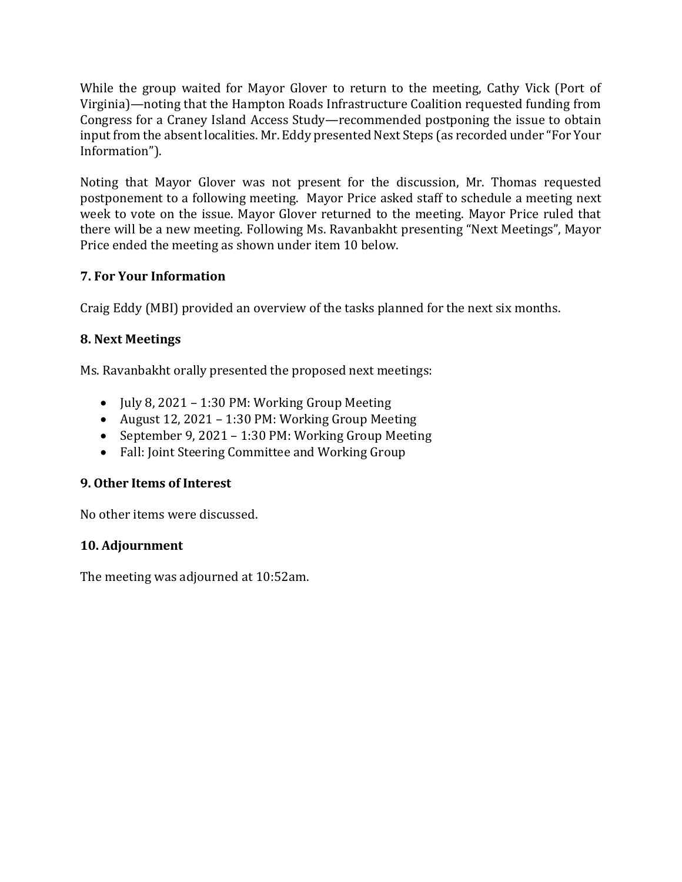While the group waited for Mayor Glover to return to the meeting, Cathy Vick (Port of Virginia)—noting that the Hampton Roads Infrastructure Coalition requested funding from Congress for a Craney Island Access Study—recommended postponing the issue to obtain input from the absent localities. Mr. Eddy presented Next Steps (as recorded under "For Your Information").

Noting that Mayor Glover was not present for the discussion, Mr. Thomas requested postponement to a following meeting. Mayor Price asked staff to schedule a meeting next week to vote on the issue. Mayor Glover returned to the meeting. Mayor Price ruled that there will be a new meeting. Following Ms. Ravanbakht presenting "Next Meetings", Mayor Price ended the meeting as shown under item 10 below.

### 7. For Your Information

Craig Eddy (MBI) provided an overview of the tasks planned for the next six months.

### 8. Next Meetings

Ms. Ravanbakht orally presented the proposed next meetings:

- July 8, 2021 – 1:30 PM: Working Group Meeting
- August 12, 2021 – 1:30 PM: Working Group Meeting
- September 9, 2021 – 1:30 PM: Working Group Meeting
- Fall: Joint Steering Committee and Working Group

### 9. Other Items of Interest

No other items were discussed.

### 10. Adjournment

The meeting was adjourned at 10:52am.